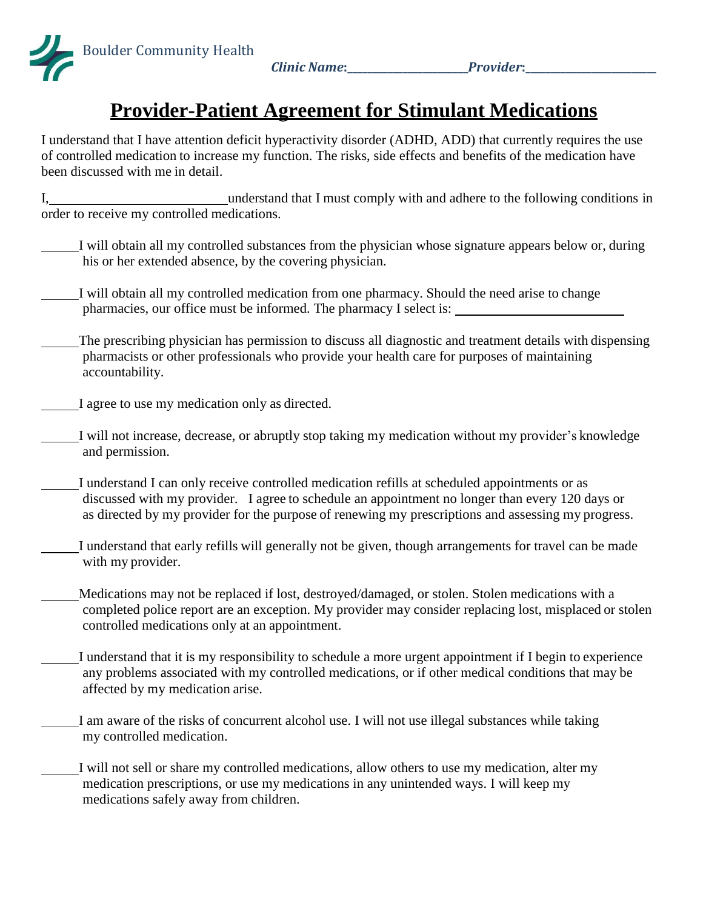Boulder Community Health

***Clinic Name*:\_\_\_\_\_\_\_\_\_\_\_\_\_\_\_\_\_\_\_\_\_\_ *Provider*:\_\_\_\_\_\_\_\_\_\_\_\_\_\_\_\_\_\_\_\_\_\_\_\_**

# Provider-Patient Agreement for Stimulant Medications

I understand that I have attention deficit hyperactivity disorder (ADHD, ADD) that currently requires the use of controlled medication to increase my function. The risks, side effects and benefits of the medication have been discussed with me in detail.

I,\_\_\_\_\_\_\_\_\_\_\_\_\_\_\_\_\_\_\_\_\_\_\_\_\_\_\_understand that I must comply with and adhere to the following conditions in order to receive my controlled medications.

\_\_\_\_\_\_I will obtain all my controlled substances from the physician whose signature appears below or, during his or her extended absence, by the covering physician.

\_\_\_\_\_\_I will obtain all my controlled medication from one pharmacy. Should the need arise to change pharmacies, our office must be informed. The pharmacy I select is: \_\_\_\_\_\_\_\_\_\_\_\_\_\_\_\_\_\_\_\_\_\_\_\_\_\_

\_\_\_\_\_\_The prescribing physician has permission to discuss all diagnostic and treatment details with dispensing pharmacists or other professionals who provide your health care for purposes of maintaining accountability.

\_\_\_\_\_\_I agree to use my medication only as directed.

\_\_\_\_\_\_I will not increase, decrease, or abruptly stop taking my medication without my provider's knowledge and permission.

\_\_\_\_\_\_I understand I can only receive controlled medication refills at scheduled appointments or as discussed with my provider. I agree to schedule an appointment no longer than every 120 days or as directed by my provider for the purpose of renewing my prescriptions and assessing my progress.

\_\_\_\_\_\_I understand that early refills will generally not be given, though arrangements for travel can be made with my provider.

\_\_\_\_\_\_Medications may not be replaced if lost, destroyed/damaged, or stolen. Stolen medications with a completed police report are an exception. My provider may consider replacing lost, misplaced or stolen controlled medications only at an appointment.

\_\_\_\_\_\_I understand that it is my responsibility to schedule a more urgent appointment if I begin to experience any problems associated with my controlled medications, or if other medical conditions that may be affected by my medication arise.

\_\_\_\_\_\_I am aware of the risks of concurrent alcohol use. I will not use illegal substances while taking my controlled medication.

\_\_\_\_\_\_I will not sell or share my controlled medications, allow others to use my medication, alter my medication prescriptions, or use my medications in any unintended ways. I will keep my medications safely away from children.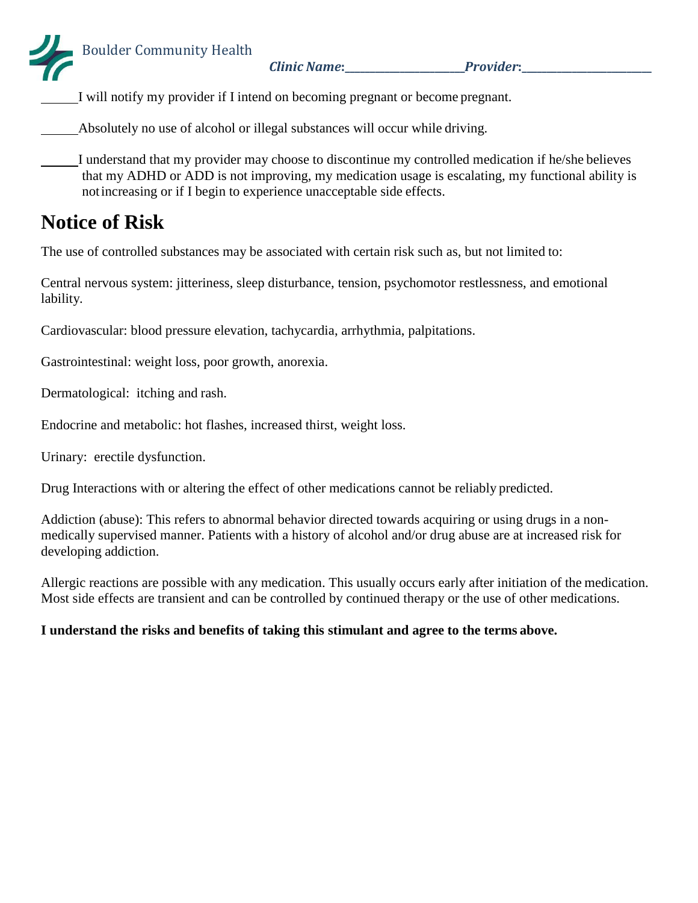Boulder Community Health

***Clinic Name*:\_\_\_\_\_\_\_\_\_\_\_\_\_\_\_\_\_\_\_\_\_\_*Provider*:\_\_\_\_\_\_\_\_\_\_\_\_\_\_\_\_\_\_\_\_\_\_\_\_**

______I will notify my provider if I intend on becoming pregnant or become pregnant.

______Absolutely no use of alcohol or illegal substances will occur while driving.

______I understand that my provider may choose to discontinue my controlled medication if he/she believes that my ADHD or ADD is not improving, my medication usage is escalating, my functional ability is not increasing or if I begin to experience unacceptable side effects.

# Notice of Risk

The use of controlled substances may be associated with certain risk such as, but not limited to:

Central nervous system: jitteriness, sleep disturbance, tension, psychomotor restlessness, and emotional lability.

Cardiovascular: blood pressure elevation, tachycardia, arrhythmia, palpitations.

Gastrointestinal: weight loss, poor growth, anorexia.

Dermatological: itching and rash.

Endocrine and metabolic: hot flashes, increased thirst, weight loss.

Urinary: erectile dysfunction.

Drug Interactions with or altering the effect of other medications cannot be reliably predicted.

Addiction (abuse): This refers to abnormal behavior directed towards acquiring or using drugs in a non-medically supervised manner. Patients with a history of alcohol and/or drug abuse are at increased risk for developing addiction.

Allergic reactions are possible with any medication. This usually occurs early after initiation of the medication. Most side effects are transient and can be controlled by continued therapy or the use of other medications.

**I understand the risks and benefits of taking this stimulant and agree to the terms above.**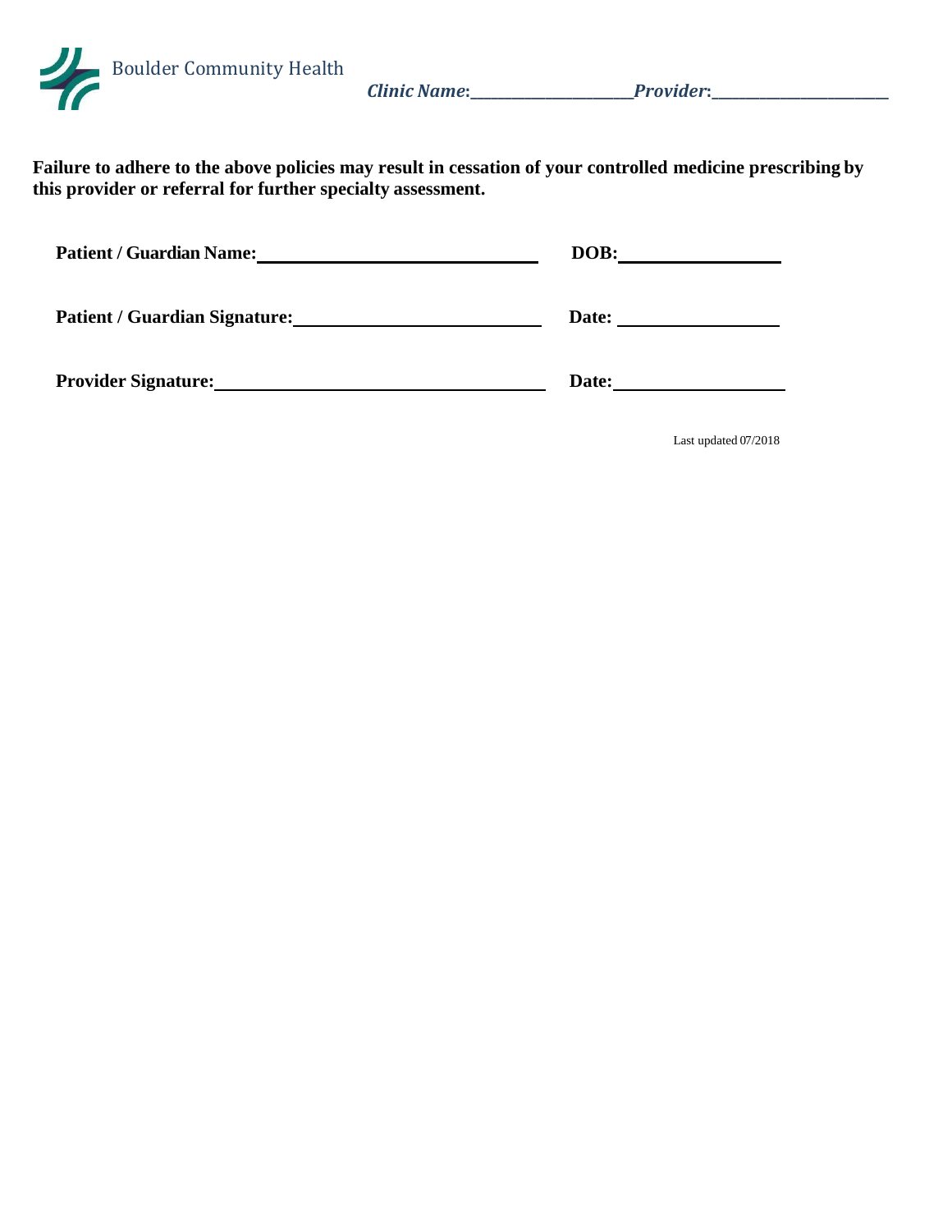Boulder Community Health

***Clinic Name*:_____________________ *Provider*:_______________________**

**Failure to adhere to the above policies may result in cessation of your controlled medicine prescribing by this provider or referral for further specialty assessment.**

**Patient / Guardian Name:**________________________________ **DOB:**__________________

**Patient / Guardian Signature:**____________________________ **Date:** __________________

**Provider Signature:**_____________________________________ **Date:**__________________

Last updated 07/2018